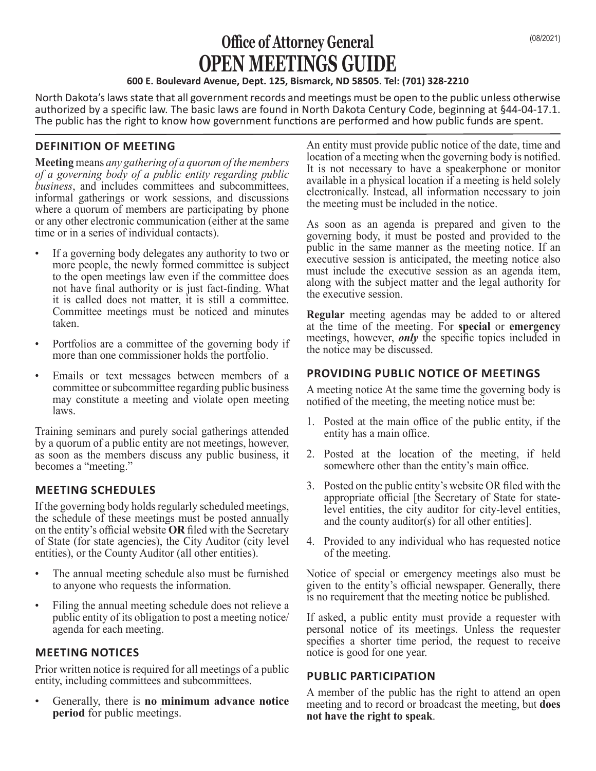# Office of Attorney General
# OPEN MEETINGS GUIDE

(08/2021)

**600 E. Boulevard Avenue, Dept. 125, Bismarck, ND 58505. Tel: (701) 328-2210**

North Dakota's laws state that all government records and meetings must be open to the public unless otherwise authorized by a specific law. The basic laws are found in North Dakota Century Code, beginning at §44-04-17.1. The public has the right to know how government functions are performed and how public funds are spent.

## DEFINITION OF MEETING

**Meeting** means *any gathering of a quorum of the members of a governing body of a public entity regarding public business*, and includes committees and subcommittees, informal gatherings or work sessions, and discussions where a quorum of members are participating by phone or any other electronic communication (either at the same time or in a series of individual contacts).

- If a governing body delegates any authority to two or more people, the newly formed committee is subject to the open meetings law even if the committee does not have final authority or is just fact-finding. What it is called does not matter, it is still a committee. Committee meetings must be noticed and minutes taken.
- Portfolios are a committee of the governing body if more than one commissioner holds the portfolio.
- Emails or text messages between members of a committee or subcommittee regarding public business may constitute a meeting and violate open meeting laws.

Training seminars and purely social gatherings attended by a quorum of a public entity are not meetings, however, as soon as the members discuss any public business, it becomes a "meeting."

## MEETING SCHEDULES

If the governing body holds regularly scheduled meetings, the schedule of these meetings must be posted annually on the entity's official website **OR** filed with the Secretary of State (for state agencies), the City Auditor (city level entities), or the County Auditor (all other entities).

- The annual meeting schedule also must be furnished to anyone who requests the information.
- Filing the annual meeting schedule does not relieve a public entity of its obligation to post a meeting notice/agenda for each meeting.

## MEETING NOTICES

Prior written notice is required for all meetings of a public entity, including committees and subcommittees.

- Generally, there is **no minimum advance notice period** for public meetings.

An entity must provide public notice of the date, time and location of a meeting when the governing body is notified. It is not necessary to have a speakerphone or monitor available in a physical location if a meeting is held solely electronically. Instead, all information necessary to join the meeting must be included in the notice.

As soon as an agenda is prepared and given to the governing body, it must be posted and provided to the public in the same manner as the meeting notice. If an executive session is anticipated, the meeting notice also must include the executive session as an agenda item, along with the subject matter and the legal authority for the executive session.

**Regular** meeting agendas may be added to or altered at the time of the meeting. For **special** or **emergency** meetings, however, ***only*** the specific topics included in the notice may be discussed.

## PROVIDING PUBLIC NOTICE OF MEETINGS

A meeting notice At the same time the governing body is notified of the meeting, the meeting notice must be:

1. Posted at the main office of the public entity, if the entity has a main office.
2. Posted at the location of the meeting, if held somewhere other than the entity's main office.
3. Posted on the public entity's website OR filed with the appropriate official [the Secretary of State for state-level entities, the city auditor for city-level entities, and the county auditor(s) for all other entities].
4. Provided to any individual who has requested notice of the meeting.

Notice of special or emergency meetings also must be given to the entity's official newspaper. Generally, there is no requirement that the meeting notice be published.

If asked, a public entity must provide a requester with personal notice of its meetings. Unless the requester specifies a shorter time period, the request to receive notice is good for one year.

## PUBLIC PARTICIPATION

A member of the public has the right to attend an open meeting and to record or broadcast the meeting, but **does not have the right to speak**.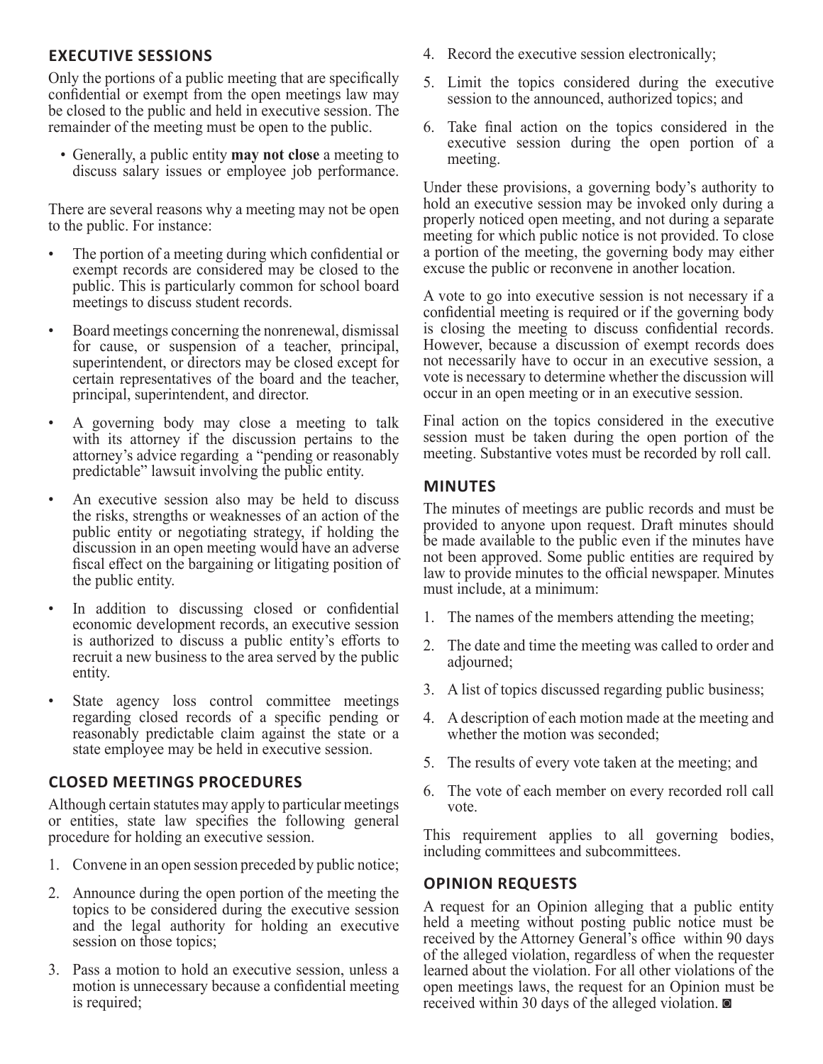## EXECUTIVE SESSIONS

Only the portions of a public meeting that are specifically confidential or exempt from the open meetings law may be closed to the public and held in executive session. The remainder of the meeting must be open to the public.

- Generally, a public entity **may not close** a meeting to discuss salary issues or employee job performance.

There are several reasons why a meeting may not be open to the public. For instance:

- The portion of a meeting during which confidential or exempt records are considered may be closed to the public. This is particularly common for school board meetings to discuss student records.
- Board meetings concerning the nonrenewal, dismissal for cause, or suspension of a teacher, principal, superintendent, or directors may be closed except for certain representatives of the board and the teacher, principal, superintendent, and director.
- A governing body may close a meeting to talk with its attorney if the discussion pertains to the attorney's advice regarding a "pending or reasonably predictable" lawsuit involving the public entity.
- An executive session also may be held to discuss the risks, strengths or weaknesses of an action of the public entity or negotiating strategy, if holding the discussion in an open meeting would have an adverse fiscal effect on the bargaining or litigating position of the public entity.
- In addition to discussing closed or confidential economic development records, an executive session is authorized to discuss a public entity's efforts to recruit a new business to the area served by the public entity.
- State agency loss control committee meetings regarding closed records of a specific pending or reasonably predictable claim against the state or a state employee may be held in executive session.

## CLOSED MEETINGS PROCEDURES

Although certain statutes may apply to particular meetings or entities, state law specifies the following general procedure for holding an executive session.

1. Convene in an open session preceded by public notice;
2. Announce during the open portion of the meeting the topics to be considered during the executive session and the legal authority for holding an executive session on those topics;
3. Pass a motion to hold an executive session, unless a motion is unnecessary because a confidential meeting is required;
4. Record the executive session electronically;
5. Limit the topics considered during the executive session to the announced, authorized topics; and
6. Take final action on the topics considered in the executive session during the open portion of a meeting.

Under these provisions, a governing body's authority to hold an executive session may be invoked only during a properly noticed open meeting, and not during a separate meeting for which public notice is not provided. To close a portion of the meeting, the governing body may either excuse the public or reconvene in another location.

A vote to go into executive session is not necessary if a confidential meeting is required or if the governing body is closing the meeting to discuss confidential records. However, because a discussion of exempt records does not necessarily have to occur in an executive session, a vote is necessary to determine whether the discussion will occur in an open meeting or in an executive session.

Final action on the topics considered in the executive session must be taken during the open portion of the meeting. Substantive votes must be recorded by roll call.

## MINUTES

The minutes of meetings are public records and must be provided to anyone upon request. Draft minutes should be made available to the public even if the minutes have not been approved. Some public entities are required by law to provide minutes to the official newspaper. Minutes must include, at a minimum:

1. The names of the members attending the meeting;
2. The date and time the meeting was called to order and adjourned;
3. A list of topics discussed regarding public business;
4. A description of each motion made at the meeting and whether the motion was seconded;
5. The results of every vote taken at the meeting; and
6. The vote of each member on every recorded roll call vote.

This requirement applies to all governing bodies, including committees and subcommittees.

## OPINION REQUESTS

A request for an Opinion alleging that a public entity held a meeting without posting public notice must be received by the Attorney General's office within 90 days of the alleged violation, regardless of when the requester learned about the violation. For all other violations of the open meetings laws, the request for an Opinion must be received within 30 days of the alleged violation. ◙